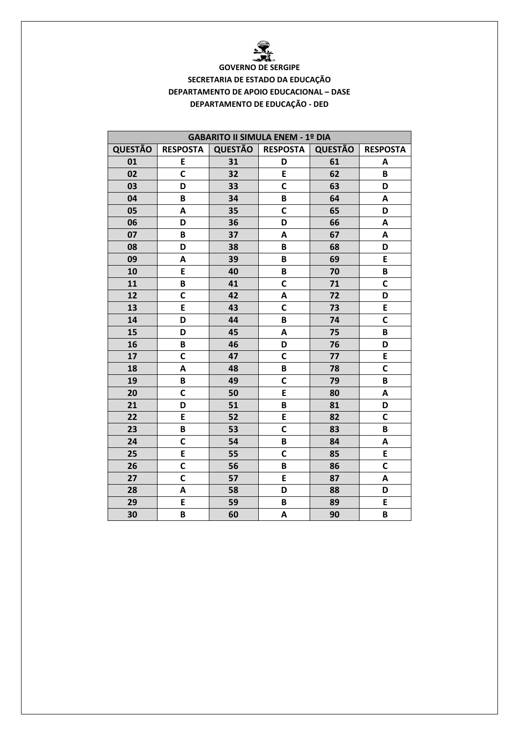**GOVERNO DE SERGIPE**

**SECRETARIA DE ESTADO DA EDUCAÇÃO**

**DEPARTAMENTO DE APOIO EDUCACIONAL – DASE**

**DEPARTAMENTO DE EDUCAÇÃO - DED**

| GABARITO II SIMULA ENEM - 1º DIA | | | | | |
|---|---|---|---|---|---|
| QUESTÃO | RESPOSTA | QUESTÃO | RESPOSTA | QUESTÃO | RESPOSTA |
| 01 | E | 31 | D | 61 | A |
| 02 | C | 32 | E | 62 | B |
| 03 | D | 33 | C | 63 | D |
| 04 | B | 34 | B | 64 | A |
| 05 | A | 35 | C | 65 | D |
| 06 | D | 36 | D | 66 | A |
| 07 | B | 37 | A | 67 | A |
| 08 | D | 38 | B | 68 | D |
| 09 | A | 39 | B | 69 | E |
| 10 | E | 40 | B | 70 | B |
| 11 | B | 41 | C | 71 | C |
| 12 | C | 42 | A | 72 | D |
| 13 | E | 43 | C | 73 | E |
| 14 | D | 44 | B | 74 | C |
| 15 | D | 45 | A | 75 | B |
| 16 | B | 46 | D | 76 | D |
| 17 | C | 47 | C | 77 | E |
| 18 | A | 48 | B | 78 | C |
| 19 | B | 49 | C | 79 | B |
| 20 | C | 50 | E | 80 | A |
| 21 | D | 51 | B | 81 | D |
| 22 | E | 52 | E | 82 | C |
| 23 | B | 53 | C | 83 | B |
| 24 | C | 54 | B | 84 | A |
| 25 | E | 55 | C | 85 | E |
| 26 | C | 56 | B | 86 | C |
| 27 | C | 57 | E | 87 | A |
| 28 | A | 58 | D | 88 | D |
| 29 | E | 59 | B | 89 | E |
| 30 | B | 60 | A | 90 | B |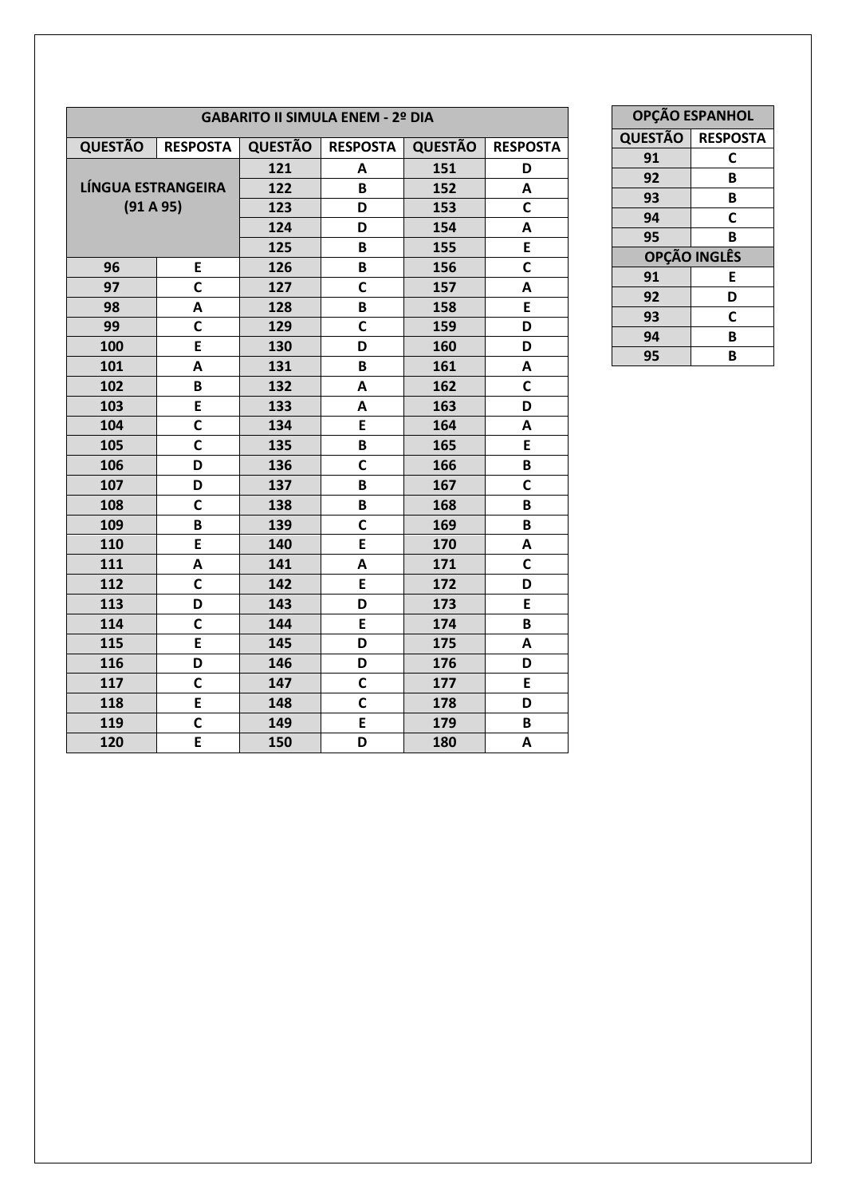| GABARITO II SIMULA ENEM - 2º DIA | | | | | |
|---|---|---|---|---|---|
| QUESTÃO | RESPOSTA | QUESTÃO | RESPOSTA | QUESTÃO | RESPOSTA |
| LÍNGUA ESTRANGEIRA (91 A 95) | | 121 | A | 151 | D |
| | | 122 | B | 152 | A |
| | | 123 | D | 153 | C |
| | | 124 | D | 154 | A |
| | | 125 | B | 155 | E |
| 96 | E | 126 | B | 156 | C |
| 97 | C | 127 | C | 157 | A |
| 98 | A | 128 | B | 158 | E |
| 99 | C | 129 | C | 159 | D |
| 100 | E | 130 | D | 160 | D |
| 101 | A | 131 | B | 161 | A |
| 102 | B | 132 | A | 162 | C |
| 103 | E | 133 | A | 163 | D |
| 104 | C | 134 | E | 164 | A |
| 105 | C | 135 | B | 165 | E |
| 106 | D | 136 | C | 166 | B |
| 107 | D | 137 | B | 167 | C |
| 108 | C | 138 | B | 168 | B |
| 109 | B | 139 | C | 169 | B |
| 110 | E | 140 | E | 170 | A |
| 111 | A | 141 | A | 171 | C |
| 112 | C | 142 | E | 172 | D |
| 113 | D | 143 | D | 173 | E |
| 114 | C | 144 | E | 174 | B |
| 115 | E | 145 | D | 175 | A |
| 116 | D | 146 | D | 176 | D |
| 117 | C | 147 | C | 177 | E |
| 118 | E | 148 | C | 178 | D |
| 119 | C | 149 | E | 179 | B |
| 120 | E | 150 | D | 180 | A |

| OPÇÃO ESPANHOL | |
|---|---|
| QUESTÃO | RESPOSTA |
| 91 | C |
| 92 | B |
| 93 | B |
| 94 | C |
| 95 | B |
| **OPÇÃO INGLÊS** | |
| 91 | E |
| 92 | D |
| 93 | C |
| 94 | B |
| 95 | B |